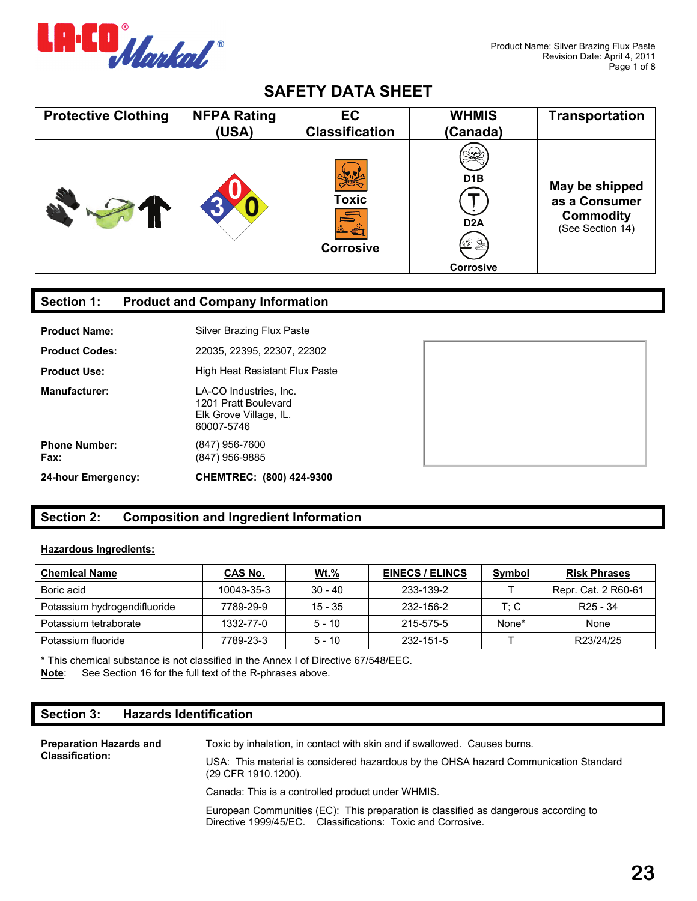# SAFETY DATA SHEET

| Protective Clothing | NFPA Rating (USA) | EC Classification | WHMIS (Canada) | Transportation |
|---|---|---|---|---|
| | 0 3 0 | Toxic Corrosive | D1B D2A Corrosive | **May be shipped as a Consumer Commodity** (See Section 14) |

## Section 1: Product and Company Information

**Product Name:** Silver Brazing Flux Paste

**Product Codes:** 22035, 22395, 22307, 22302

**Product Use:** High Heat Resistant Flux Paste

**Manufacturer:** LA-CO Industries, Inc.
1201 Pratt Boulevard
Elk Grove Village, IL.
60007-5746

**Phone Number:** (847) 956-7600
**Fax:** (847) 956-9885

**24-hour Emergency:** **CHEMTREC: (800) 424-9300**

## Section 2: Composition and Ingredient Information

**Hazardous Ingredients:**

| Chemical Name | CAS No. | Wt.% | EINECS / ELINCS | Symbol | Risk Phrases |
|---|---|---|---|---|---|
| Boric acid | 10043-35-3 | 30 - 40 | 233-139-2 | T | Repr. Cat. 2 R60-61 |
| Potassium hydrogendifluoride | 7789-29-9 | 15 - 35 | 232-156-2 | T; C | R25 - 34 |
| Potassium tetraborate | 1332-77-0 | 5 - 10 | 215-575-5 | None* | None |
| Potassium fluoride | 7789-23-3 | 5 - 10 | 232-151-5 | T | R23/24/25 |

\* This chemical substance is not classified in the Annex I of Directive 67/548/EEC.

**Note**: See Section 16 for the full text of the R-phrases above.

## Section 3: Hazards Identification

**Preparation Hazards and Classification:**

Toxic by inhalation, in contact with skin and if swallowed. Causes burns.

USA: This material is considered hazardous by the OHSA hazard Communication Standard (29 CFR 1910.1200).

Canada: This is a controlled product under WHMIS.

European Communities (EC): This preparation is classified as dangerous according to Directive 1999/45/EC. Classifications: Toxic and Corrosive.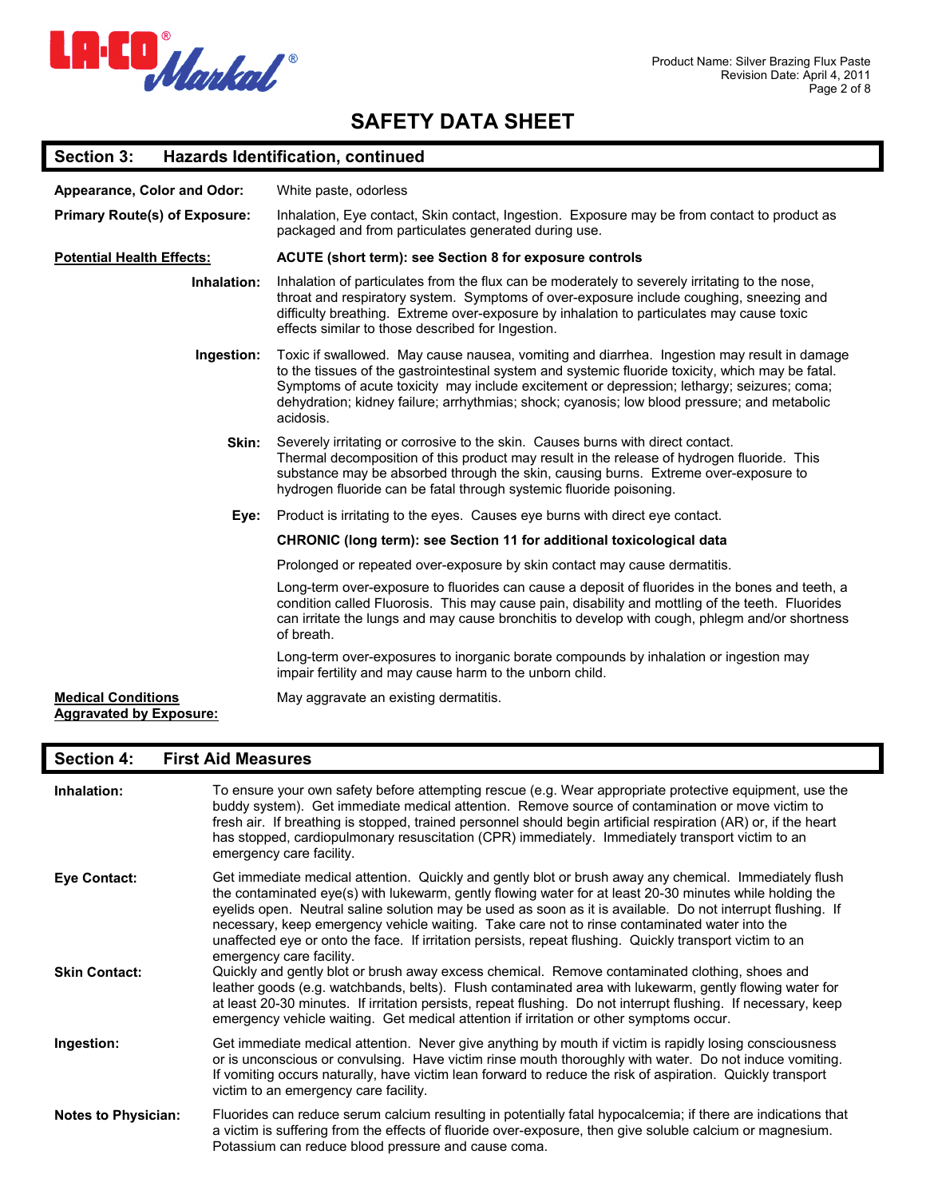# SAFETY DATA SHEET

## Section 3: Hazards Identification, continued

**Appearance, Color and Odor:** White paste, odorless

**Primary Route(s) of Exposure:** Inhalation, Eye contact, Skin contact, Ingestion. Exposure may be from contact to product as packaged and from particulates generated during use.

**Potential Health Effects:**

**ACUTE (short term): see Section 8 for exposure controls**

**Inhalation:** Inhalation of particulates from the flux can be moderately to severely irritating to the nose, throat and respiratory system. Symptoms of over-exposure include coughing, sneezing and difficulty breathing. Extreme over-exposure by inhalation to particulates may cause toxic effects similar to those described for Ingestion.

**Ingestion:** Toxic if swallowed. May cause nausea, vomiting and diarrhea. Ingestion may result in damage to the tissues of the gastrointestinal system and systemic fluoride toxicity, which may be fatal. Symptoms of acute toxicity may include excitement or depression; lethargy; seizures; coma; dehydration; kidney failure; arrhythmias; shock; cyanosis; low blood pressure; and metabolic acidosis.

**Skin:** Severely irritating or corrosive to the skin. Causes burns with direct contact. Thermal decomposition of this product may result in the release of hydrogen fluoride. This substance may be absorbed through the skin, causing burns. Extreme over-exposure to hydrogen fluoride can be fatal through systemic fluoride poisoning.

**Eye:** Product is irritating to the eyes. Causes eye burns with direct eye contact.

**CHRONIC (long term): see Section 11 for additional toxicological data**

Prolonged or repeated over-exposure by skin contact may cause dermatitis.

Long-term over-exposure to fluorides can cause a deposit of fluorides in the bones and teeth, a condition called Fluorosis. This may cause pain, disability and mottling of the teeth. Fluorides can irritate the lungs and may cause bronchitis to develop with cough, phlegm and/or shortness of breath.

Long-term over-exposures to inorganic borate compounds by inhalation or ingestion may impair fertility and may cause harm to the unborn child.

**Medical Conditions Aggravated by Exposure:** May aggravate an existing dermatitis.

## Section 4: First Aid Measures

**Inhalation:** To ensure your own safety before attempting rescue (e.g. Wear appropriate protective equipment, use the buddy system). Get immediate medical attention. Remove source of contamination or move victim to fresh air. If breathing is stopped, trained personnel should begin artificial respiration (AR) or, if the heart has stopped, cardiopulmonary resuscitation (CPR) immediately. Immediately transport victim to an emergency care facility.

**Eye Contact:** Get immediate medical attention. Quickly and gently blot or brush away any chemical. Immediately flush the contaminated eye(s) with lukewarm, gently flowing water for at least 20-30 minutes while holding the eyelids open. Neutral saline solution may be used as soon as it is available. Do not interrupt flushing. If necessary, keep emergency vehicle waiting. Take care not to rinse contaminated water into the unaffected eye or onto the face. If irritation persists, repeat flushing. Quickly transport victim to an emergency care facility.

**Skin Contact:** Quickly and gently blot or brush away excess chemical. Remove contaminated clothing, shoes and leather goods (e.g. watchbands, belts). Flush contaminated area with lukewarm, gently flowing water for at least 20-30 minutes. If irritation persists, repeat flushing. Do not interrupt flushing. If necessary, keep emergency vehicle waiting. Get medical attention if irritation or other symptoms occur.

**Ingestion:** Get immediate medical attention. Never give anything by mouth if victim is rapidly losing consciousness or is unconscious or convulsing. Have victim rinse mouth thoroughly with water. Do not induce vomiting. If vomiting occurs naturally, have victim lean forward to reduce the risk of aspiration. Quickly transport victim to an emergency care facility.

**Notes to Physician:** Fluorides can reduce serum calcium resulting in potentially fatal hypocalcemia; if there are indications that a victim is suffering from the effects of fluoride over-exposure, then give soluble calcium or magnesium. Potassium can reduce blood pressure and cause coma.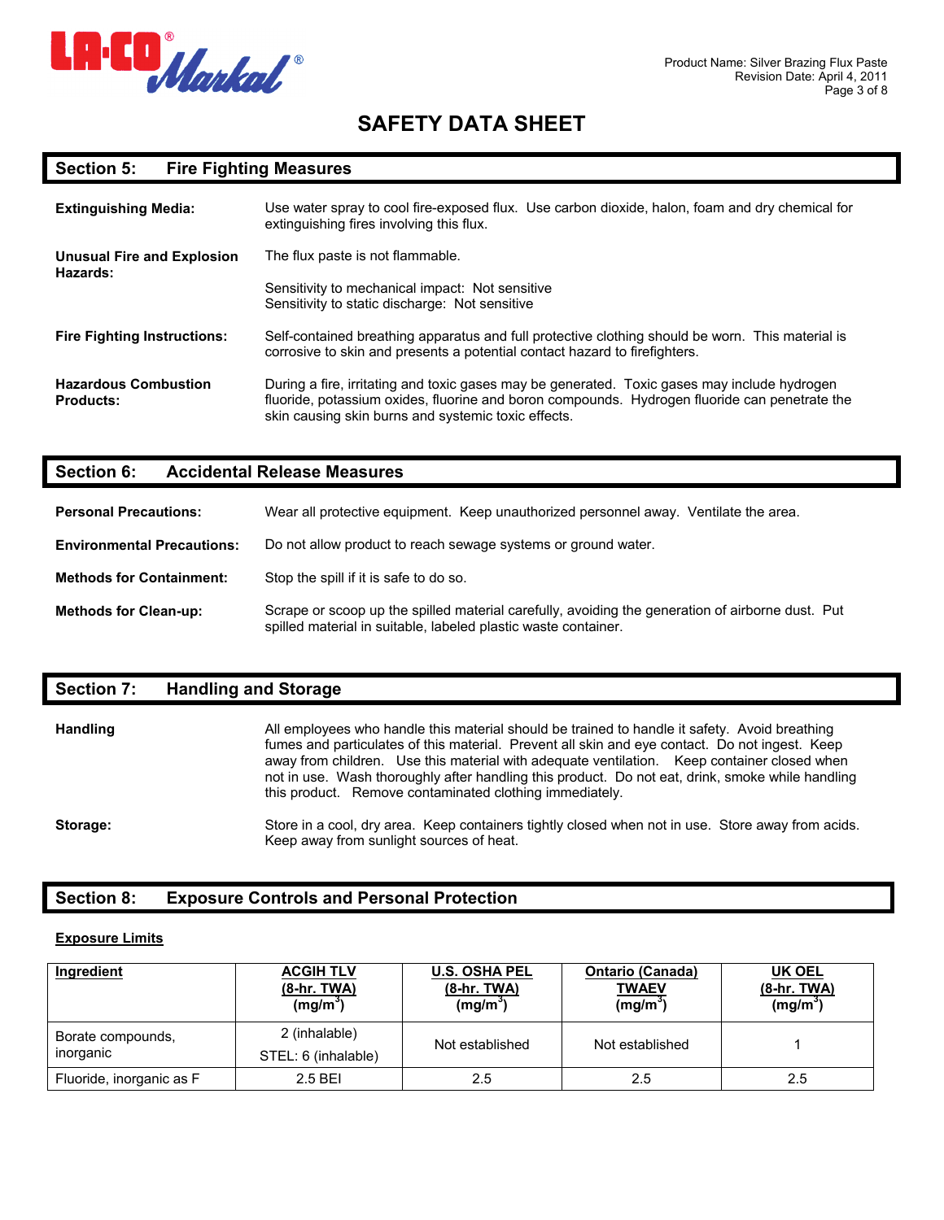# SAFETY DATA SHEET

## Section 5: Fire Fighting Measures

**Extinguishing Media:** Use water spray to cool fire-exposed flux. Use carbon dioxide, halon, foam and dry chemical for extinguishing fires involving this flux.

**Unusual Fire and Explosion Hazards:** The flux paste is not flammable.

Sensitivity to mechanical impact: Not sensitive
Sensitivity to static discharge: Not sensitive

**Fire Fighting Instructions:** Self-contained breathing apparatus and full protective clothing should be worn. This material is corrosive to skin and presents a potential contact hazard to firefighters.

**Hazardous Combustion Products:** During a fire, irritating and toxic gases may be generated. Toxic gases may include hydrogen fluoride, potassium oxides, fluorine and boron compounds. Hydrogen fluoride can penetrate the skin causing skin burns and systemic toxic effects.

## Section 6: Accidental Release Measures

**Personal Precautions:** Wear all protective equipment. Keep unauthorized personnel away. Ventilate the area.

**Environmental Precautions:** Do not allow product to reach sewage systems or ground water.

**Methods for Containment:** Stop the spill if it is safe to do so.

**Methods for Clean-up:** Scrape or scoop up the spilled material carefully, avoiding the generation of airborne dust. Put spilled material in suitable, labeled plastic waste container.

## Section 7: Handling and Storage

**Handling** All employees who handle this material should be trained to handle it safety. Avoid breathing fumes and particulates of this material. Prevent all skin and eye contact. Do not ingest. Keep away from children. Use this material with adequate ventilation. Keep container closed when not in use. Wash thoroughly after handling this product. Do not eat, drink, smoke while handling this product. Remove contaminated clothing immediately.

**Storage:** Store in a cool, dry area. Keep containers tightly closed when not in use. Store away from acids. Keep away from sunlight sources of heat.

## Section 8: Exposure Controls and Personal Protection

**Exposure Limits**

| Ingredient | ACGIH TLV (8-hr. TWA) ($mg/m^3$) | U.S. OSHA PEL (8-hr. TWA) ($mg/m^3$) | Ontario (Canada) TWAEV ($mg/m^3$) | UK OEL (8-hr. TWA) ($mg/m^3$) |
|---|---|---|---|---|
| Borate compounds, inorganic | 2 (inhalable)<br>STEL: 6 (inhalable) | Not established | Not established | 1 |
| Fluoride, inorganic as F | 2.5 BEI | 2.5 | 2.5 | 2.5 |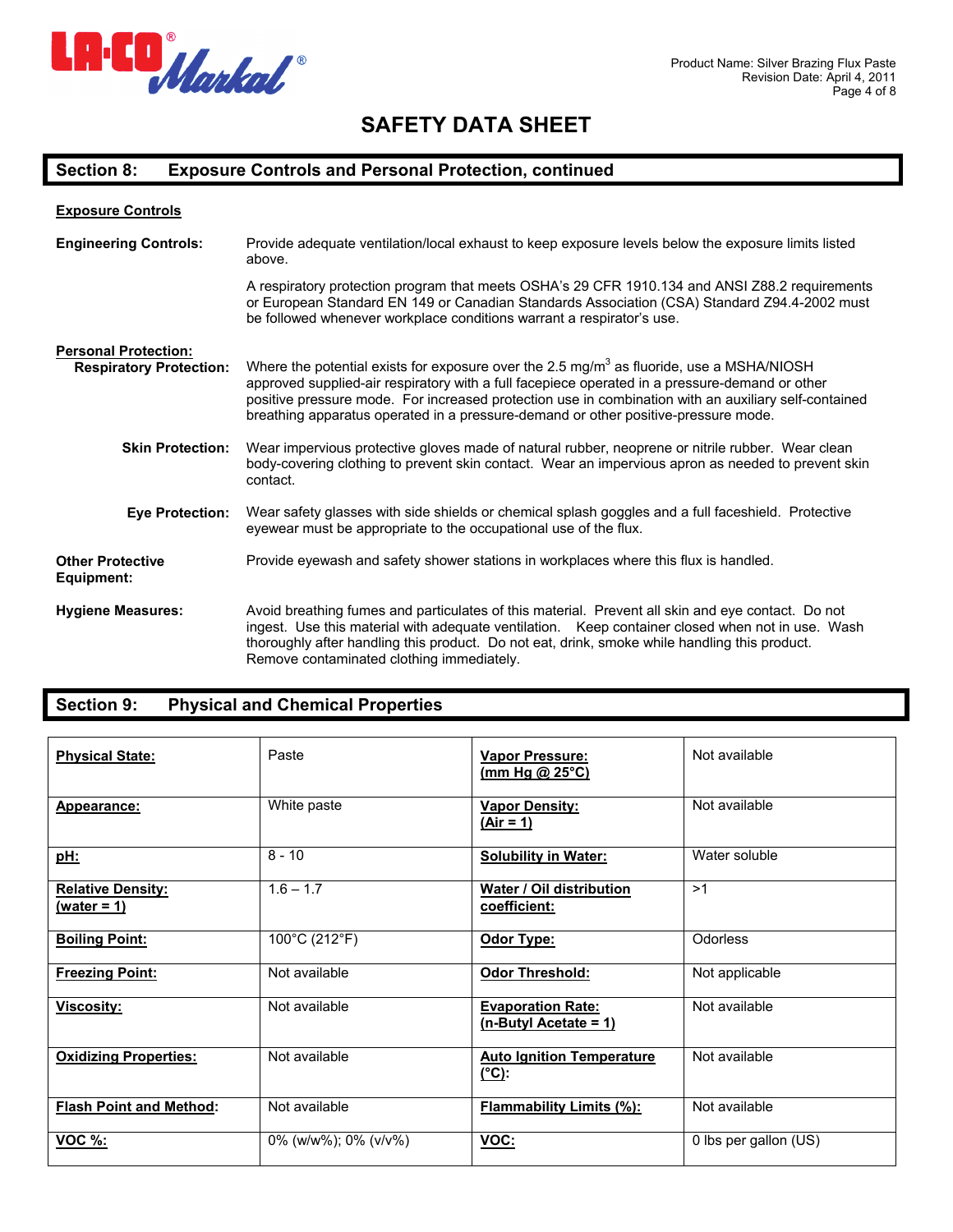# SAFETY DATA SHEET

## Section 8: Exposure Controls and Personal Protection, continued

### Exposure Controls

**Engineering Controls:** Provide adequate ventilation/local exhaust to keep exposure levels below the exposure limits listed above.

A respiratory protection program that meets OSHA's 29 CFR 1910.134 and ANSI Z88.2 requirements or European Standard EN 149 or Canadian Standards Association (CSA) Standard Z94.4-2002 must be followed whenever workplace conditions warrant a respirator's use.

### Personal Protection:

**Respiratory Protection:** Where the potential exists for exposure over the 2.5 mg/m$^3$ as fluoride, use a MSHA/NIOSH approved supplied-air respiratory with a full facepiece operated in a pressure-demand or other positive pressure mode. For increased protection use in combination with an auxiliary self-contained breathing apparatus operated in a pressure-demand or other positive-pressure mode.

**Skin Protection:** Wear impervious protective gloves made of natural rubber, neoprene or nitrile rubber. Wear clean body-covering clothing to prevent skin contact. Wear an impervious apron as needed to prevent skin contact.

**Eye Protection:** Wear safety glasses with side shields or chemical splash goggles and a full faceshield. Protective eyewear must be appropriate to the occupational use of the flux.

**Other Protective Equipment:** Provide eyewash and safety shower stations in workplaces where this flux is handled.

**Hygiene Measures:** Avoid breathing fumes and particulates of this material. Prevent all skin and eye contact. Do not ingest. Use this material with adequate ventilation. Keep container closed when not in use. Wash thoroughly after handling this product. Do not eat, drink, smoke while handling this product. Remove contaminated clothing immediately.

## Section 9: Physical and Chemical Properties

| Property | Value | Property | Value |
|---|---|---|---|
| **Physical State:** | Paste | **Vapor Pressure: (mm Hg @ 25°C)** | Not available |
| **Appearance:** | White paste | **Vapor Density: (Air = 1)** | Not available |
| **pH:** | 8 - 10 | **Solubility in Water:** | Water soluble |
| **Relative Density: (water = 1)** | 1.6 – 1.7 | **Water / Oil distribution coefficient:** | >1 |
| **Boiling Point:** | 100°C (212°F) | **Odor Type:** | Odorless |
| **Freezing Point:** | Not available | **Odor Threshold:** | Not applicable |
| **Viscosity:** | Not available | **Evaporation Rate: (n-Butyl Acetate = 1)** | Not available |
| **Oxidizing Properties:** | Not available | **Auto Ignition Temperature (°C):** | Not available |
| **Flash Point and Method:** | Not available | **Flammability Limits (%):** | Not available |
| **VOC %:** | 0% (w/w%); 0% (v/v%) | **VOC:** | 0 lbs per gallon (US) |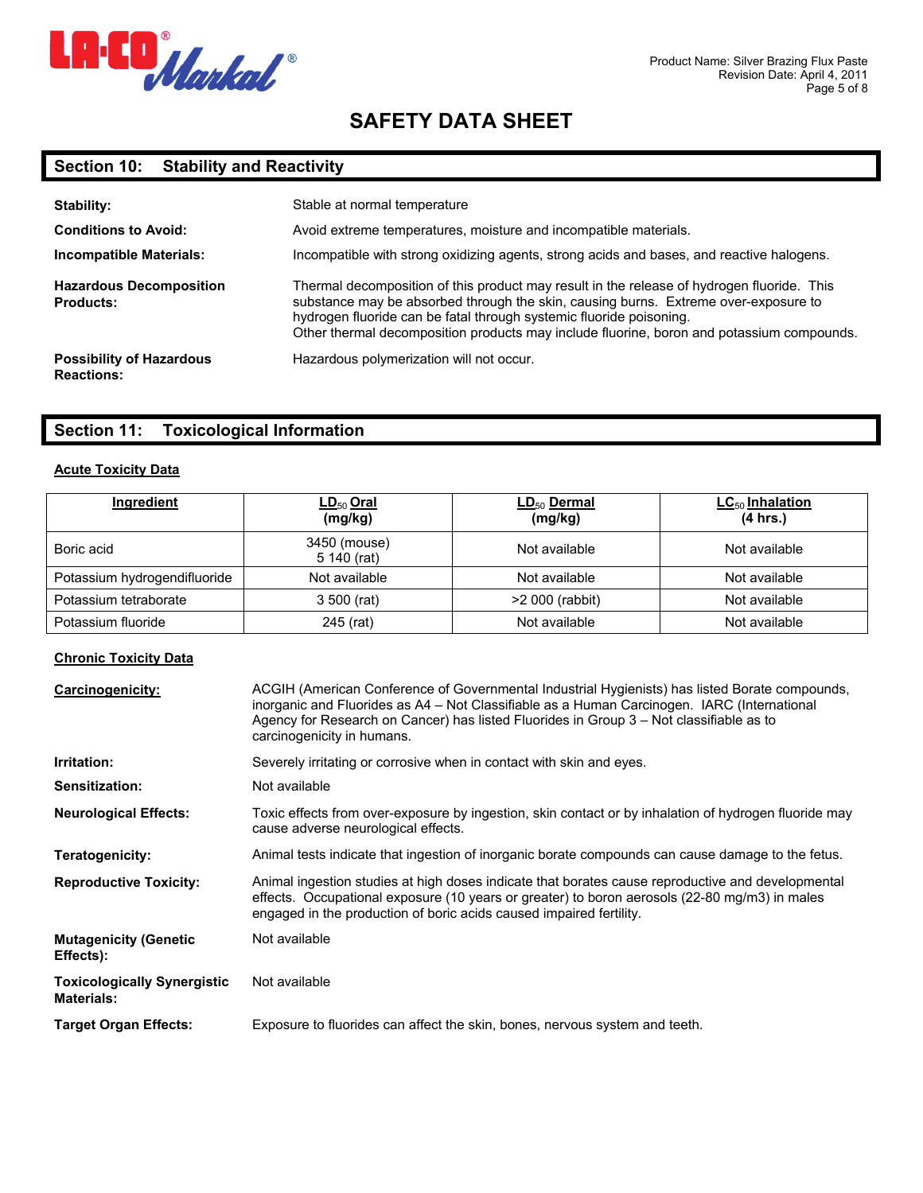# SAFETY DATA SHEET

## Section 10: Stability and Reactivity

**Stability:** Stable at normal temperature

**Conditions to Avoid:** Avoid extreme temperatures, moisture and incompatible materials.

**Incompatible Materials:** Incompatible with strong oxidizing agents, strong acids and bases, and reactive halogens.

**Hazardous Decomposition Products:** Thermal decomposition of this product may result in the release of hydrogen fluoride. This substance may be absorbed through the skin, causing burns. Extreme over-exposure to hydrogen fluoride can be fatal through systemic fluoride poisoning.
Other thermal decomposition products may include fluorine, boron and potassium compounds.

**Possibility of Hazardous Reactions:** Hazardous polymerization will not occur.

## Section 11: Toxicological Information

**Acute Toxicity Data**

| Ingredient | $LD_{50}$ Oral (mg/kg) | $LD_{50}$ Dermal (mg/kg) | $LC_{50}$ Inhalation (4 hrs.) |
|---|---|---|---|
| Boric acid | 3450 (mouse)<br>5 140 (rat) | Not available | Not available |
| Potassium hydrogendifluoride | Not available | Not available | Not available |
| Potassium tetraborate | 3 500 (rat) | >2 000 (rabbit) | Not available |
| Potassium fluoride | 245 (rat) | Not available | Not available |

**Chronic Toxicity Data**

**Carcinogenicity:** ACGIH (American Conference of Governmental Industrial Hygienists) has listed Borate compounds, inorganic and Fluorides as A4 – Not Classifiable as a Human Carcinogen. IARC (International Agency for Research on Cancer) has listed Fluorides in Group 3 – Not classifiable as to carcinogenicity in humans.

**Irritation:** Severely irritating or corrosive when in contact with skin and eyes.

**Sensitization:** Not available

**Neurological Effects:** Toxic effects from over-exposure by ingestion, skin contact or by inhalation of hydrogen fluoride may cause adverse neurological effects.

**Teratogenicity:** Animal tests indicate that ingestion of inorganic borate compounds can cause damage to the fetus.

**Reproductive Toxicity:** Animal ingestion studies at high doses indicate that borates cause reproductive and developmental effects. Occupational exposure (10 years or greater) to boron aerosols (22-80 mg/m3) in males engaged in the production of boric acids caused impaired fertility.

**Mutagenicity (Genetic Effects):** Not available

**Toxicologically Synergistic Materials:** Not available

**Target Organ Effects:** Exposure to fluorides can affect the skin, bones, nervous system and teeth.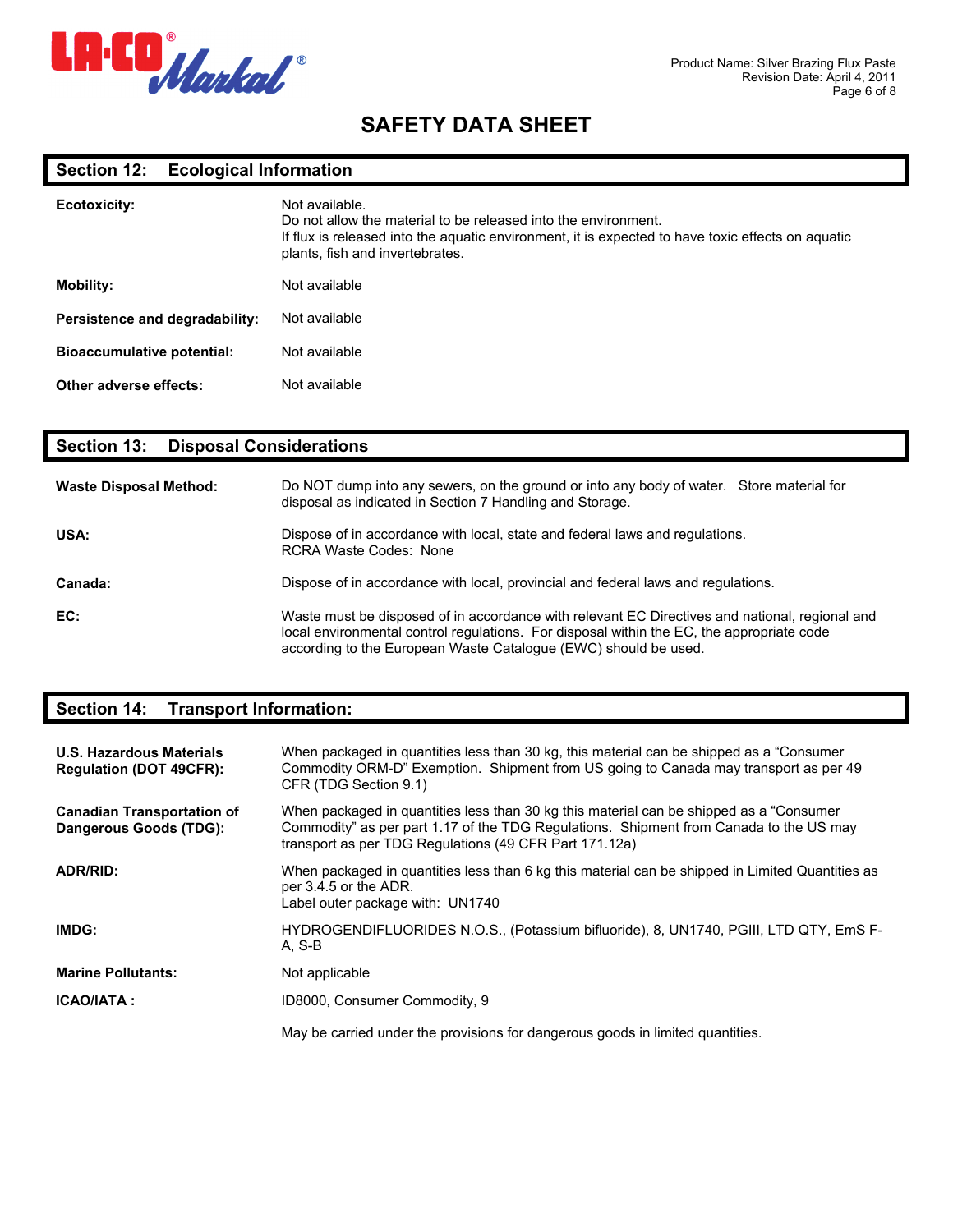# SAFETY DATA SHEET

## Section 12: Ecological Information

**Ecotoxicity:** Not available.
Do not allow the material to be released into the environment.
If flux is released into the aquatic environment, it is expected to have toxic effects on aquatic plants, fish and invertebrates.

**Mobility:** Not available

**Persistence and degradability:** Not available

**Bioaccumulative potential:** Not available

**Other adverse effects:** Not available

## Section 13: Disposal Considerations

**Waste Disposal Method:** Do NOT dump into any sewers, on the ground or into any body of water. Store material for disposal as indicated in Section 7 Handling and Storage.

**USA:** Dispose of in accordance with local, state and federal laws and regulations.
RCRA Waste Codes: None

**Canada:** Dispose of in accordance with local, provincial and federal laws and regulations.

**EC:** Waste must be disposed of in accordance with relevant EC Directives and national, regional and local environmental control regulations. For disposal within the EC, the appropriate code according to the European Waste Catalogue (EWC) should be used.

## Section 14: Transport Information:

**U.S. Hazardous Materials Regulation (DOT 49CFR):** When packaged in quantities less than 30 kg, this material can be shipped as a "Consumer Commodity ORM-D" Exemption. Shipment from US going to Canada may transport as per 49 CFR (TDG Section 9.1)

**Canadian Transportation of Dangerous Goods (TDG):** When packaged in quantities less than 30 kg this material can be shipped as a "Consumer Commodity" as per part 1.17 of the TDG Regulations. Shipment from Canada to the US may transport as per TDG Regulations (49 CFR Part 171.12a)

**ADR/RID:** When packaged in quantities less than 6 kg this material can be shipped in Limited Quantities as per 3.4.5 or the ADR.
Label outer package with: UN1740

**IMDG:** HYDROGENDIFLUORIDES N.O.S., (Potassium bifluoride), 8, UN1740, PGIII, LTD QTY, EmS F-A, S-B

**Marine Pollutants:** Not applicable

**ICAO/IATA :** ID8000, Consumer Commodity, 9

May be carried under the provisions for dangerous goods in limited quantities.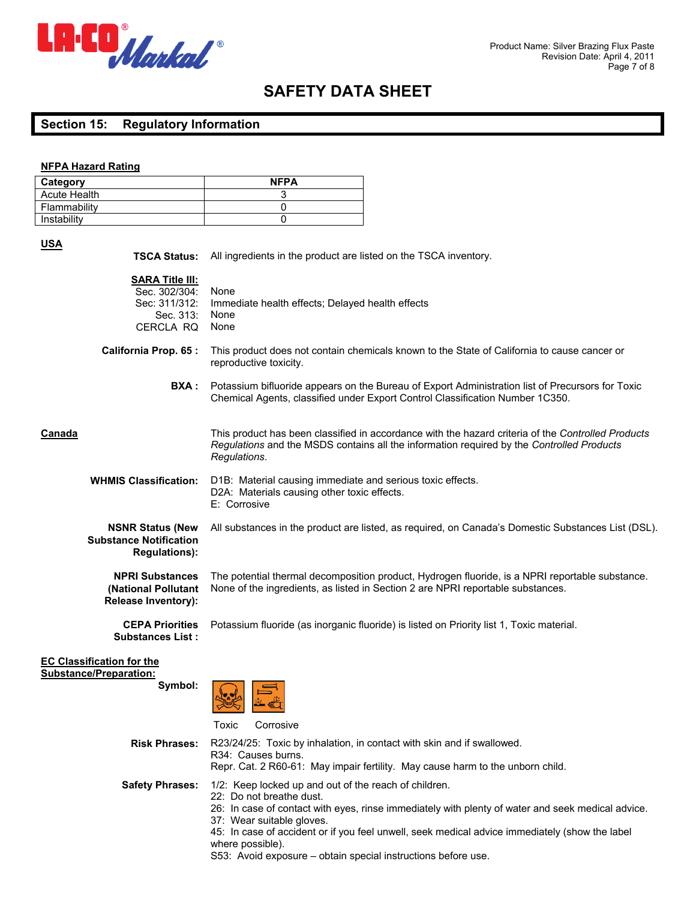# SAFETY DATA SHEET

## Section 15: Regulatory Information

**NFPA Hazard Rating**

| Category | NFPA |
|---|---|
| Acute Health | 3 |
| Flammability | 0 |
| Instability | 0 |

### USA

**TSCA Status:** All ingredients in the product are listed on the TSCA inventory.

**SARA Title III:**

Sec. 302/304: None
Sec: 311/312: Immediate health effects; Delayed health effects
Sec. 313: None
CERCLA RQ: None

**California Prop. 65 :** This product does not contain chemicals known to the State of California to cause cancer or reproductive toxicity.

**BXA :** Potassium bifluoride appears on the Bureau of Export Administration list of Precursors for Toxic Chemical Agents, classified under Export Control Classification Number 1C350.

### Canada

This product has been classified in accordance with the hazard criteria of the *Controlled Products Regulations* and the MSDS contains all the information required by the *Controlled Products Regulations*.

**WHMIS Classification:**
D1B: Material causing immediate and serious toxic effects.
D2A: Materials causing other toxic effects.
E: Corrosive

**NSNR Status (New Substance Notification Regulations):** All substances in the product are listed, as required, on Canada's Domestic Substances List (DSL).

**NPRI Substances (National Pollutant Release Inventory):** The potential thermal decomposition product, Hydrogen fluoride, is a NPRI reportable substance. None of the ingredients, as listed in Section 2 are NPRI reportable substances.

**CEPA Priorities Substances List :** Potassium fluoride (as inorganic fluoride) is listed on Priority list 1, Toxic material.

### EC Classification for the Substance/Preparation:

**Symbol:** Toxic, Corrosive

**Risk Phrases:**
R23/24/25: Toxic by inhalation, in contact with skin and if swallowed.
R34: Causes burns.
Repr. Cat. 2 R60-61: May impair fertility. May cause harm to the unborn child.

**Safety Phrases:**
1/2: Keep locked up and out of the reach of children.
22: Do not breathe dust.
26: In case of contact with eyes, rinse immediately with plenty of water and seek medical advice.
37: Wear suitable gloves.
45: In case of accident or if you feel unwell, seek medical advice immediately (show the label where possible).
S53: Avoid exposure – obtain special instructions before use.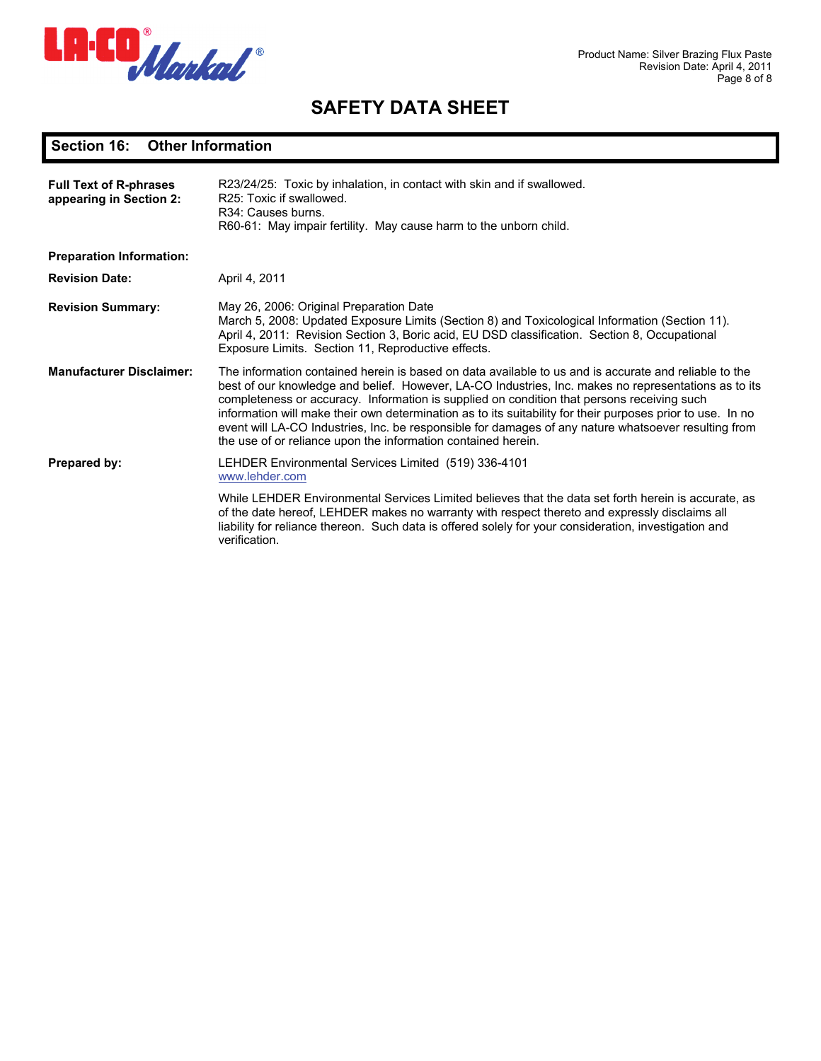# SAFETY DATA SHEET

## Section 16: Other Information

**Full Text of R-phrases appearing in Section 2:**

R23/24/25: Toxic by inhalation, in contact with skin and if swallowed.
R25: Toxic if swallowed.
R34: Causes burns.
R60-61: May impair fertility. May cause harm to the unborn child.

**Preparation Information:**

**Revision Date:** April 4, 2011

**Revision Summary:**

May 26, 2006: Original Preparation Date
March 5, 2008: Updated Exposure Limits (Section 8) and Toxicological Information (Section 11).
April 4, 2011: Revision Section 3, Boric acid, EU DSD classification. Section 8, Occupational Exposure Limits. Section 11, Reproductive effects.

**Manufacturer Disclaimer:**

The information contained herein is based on data available to us and is accurate and reliable to the best of our knowledge and belief. However, LA-CO Industries, Inc. makes no representations as to its completeness or accuracy. Information is supplied on condition that persons receiving such information will make their own determination as to its suitability for their purposes prior to use. In no event will LA-CO Industries, Inc. be responsible for damages of any nature whatsoever resulting from the use of or reliance upon the information contained herein.

**Prepared by:**

LEHDER Environmental Services Limited (519) 336-4101
www.lehder.com

While LEHDER Environmental Services Limited believes that the data set forth herein is accurate, as of the date hereof, LEHDER makes no warranty with respect thereto and expressly disclaims all liability for reliance thereon. Such data is offered solely for your consideration, investigation and verification.